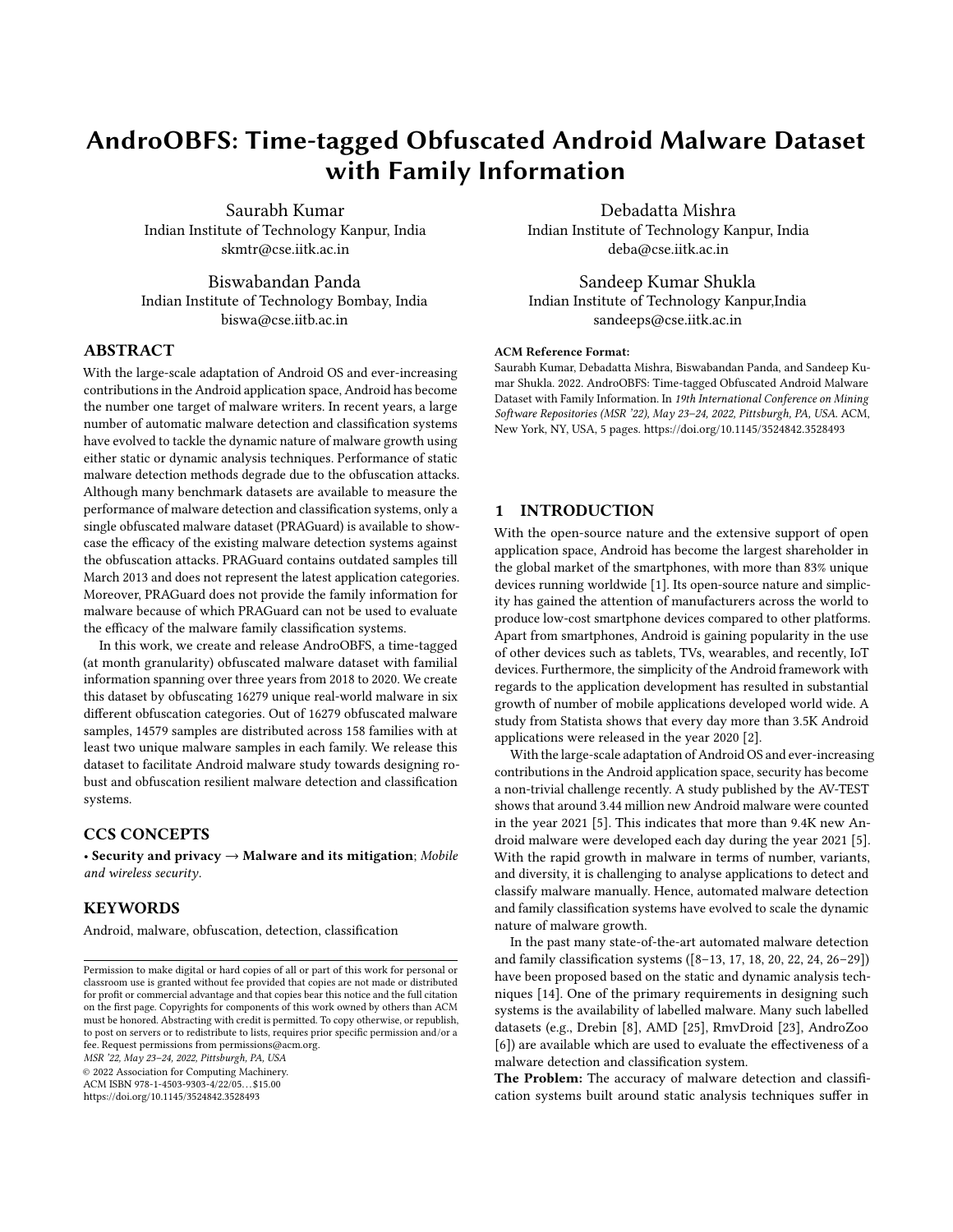# AndroOBFS: Time-tagged Obfuscated Android Malware Dataset with Family Information

Saurabh Kumar
Indian Institute of Technology Kanpur, India
skmtr@cse.iitk.ac.in

Debadatta Mishra
Indian Institute of Technology Kanpur, India
deba@cse.iitk.ac.in

Biswabandan Panda
Indian Institute of Technology Bombay, India
biswa@cse.iitb.ac.in

Sandeep Kumar Shukla
Indian Institute of Technology Kanpur,India
sandeeps@cse.iitk.ac.in

## ABSTRACT

With the large-scale adaptation of Android OS and ever-increasing contributions in the Android application space, Android has become the number one target of malware writers. In recent years, a large number of automatic malware detection and classification systems have evolved to tackle the dynamic nature of malware growth using either static or dynamic analysis techniques. Performance of static malware detection methods degrade due to the obfuscation attacks. Although many benchmark datasets are available to measure the performance of malware detection and classification systems, only a single obfuscated malware dataset (PRAGuard) is available to showcase the efficacy of the existing malware detection systems against the obfuscation attacks. PRAGuard contains outdated samples till March 2013 and does not represent the latest application categories. Moreover, PRAGuard does not provide the family information for malware because of which PRAGuard can not be used to evaluate the efficacy of the malware family classification systems.

In this work, we create and release AndroOBFS, a time-tagged (at month granularity) obfuscated malware dataset with familial information spanning over three years from 2018 to 2020. We create this dataset by obfuscating 16279 unique real-world malware in six different obfuscation categories. Out of 16279 obfuscated malware samples, 14579 samples are distributed across 158 families with at least two unique malware samples in each family. We release this dataset to facilitate Android malware study towards designing robust and obfuscation resilient malware detection and classification systems.

## CCS CONCEPTS

• **Security and privacy** → **Malware and its mitigation**; *Mobile and wireless security*.

## KEYWORDS

Android, malware, obfuscation, detection, classification

Permission to make digital or hard copies of all or part of this work for personal or classroom use is granted without fee provided that copies are not made or distributed for profit or commercial advantage and that copies bear this notice and the full citation on the first page. Copyrights for components of this work owned by others than ACM must be honored. Abstracting with credit is permitted. To copy otherwise, or republish, to post on servers or to redistribute to lists, requires prior specific permission and/or a fee. Request permissions from permissions@acm.org.
*MSR '22, May 23–24, 2022, Pittsburgh, PA, USA*
© 2022 Association for Computing Machinery.
ACM ISBN 978-1-4503-9303-4/22/05...$15.00
https://doi.org/10.1145/3524842.3528493

**ACM Reference Format:**
Saurabh Kumar, Debadatta Mishra, Biswabandan Panda, and Sandeep Kumar Shukla. 2022. AndroOBFS: Time-tagged Obfuscated Android Malware Dataset with Family Information. In *19th International Conference on Mining Software Repositories (MSR '22), May 23–24, 2022, Pittsburgh, PA, USA.* ACM, New York, NY, USA, 5 pages. https://doi.org/10.1145/3524842.3528493

## 1 INTRODUCTION

With the open-source nature and the extensive support of open application space, Android has become the largest shareholder in the global market of the smartphones, with more than 83% unique devices running worldwide [1]. Its open-source nature and simplicity has gained the attention of manufacturers across the world to produce low-cost smartphone devices compared to other platforms. Apart from smartphones, Android is gaining popularity in the use of other devices such as tablets, TVs, wearables, and recently, IoT devices. Furthermore, the simplicity of the Android framework with regards to the application development has resulted in substantial growth of number of mobile applications developed world wide. A study from Statista shows that every day more than 3.5K Android applications were released in the year 2020 [2].

With the large-scale adaptation of Android OS and ever-increasing contributions in the Android application space, security has become a non-trivial challenge recently. A study published by the AV-TEST shows that around 3.44 million new Android malware were counted in the year 2021 [5]. This indicates that more than 9.4K new Android malware were developed each day during the year 2021 [5]. With the rapid growth in malware in terms of number, variants, and diversity, it is challenging to analyse applications to detect and classify malware manually. Hence, automated malware detection and family classification systems have evolved to scale the dynamic nature of malware growth.

In the past many state-of-the-art automated malware detection and family classification systems ([8–13, 17, 18, 20, 22, 24, 26–29]) have been proposed based on the static and dynamic analysis techniques [14]. One of the primary requirements in designing such systems is the availability of labelled malware. Many such labelled datasets (e.g., Drebin [8], AMD [25], RmvDroid [23], AndroZoo [6]) are available which are used to evaluate the effectiveness of a malware detection and classification system.

**The Problem:** The accuracy of malware detection and classification systems built around static analysis techniques suffer in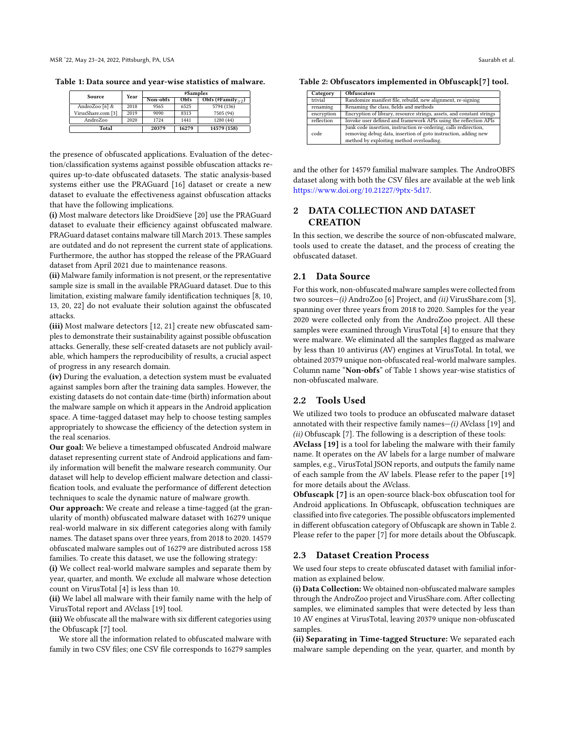Table 1: Data source and year-wise statistics of malware.

| Source | Year | #Samples | | |
|---|---|---|---|---|
| | | Non-obfs | Obfs | Obfs (#Family$_{\geq 2}$) |
| AndroZoo [6] & | 2018 | 9565 | 6525 | 5794 (136) |
| VirusShare.com [3] | 2019 | 9090 | 8313 | 7505 (94) |
| AndroZoo | 2020 | 1724 | 1441 | 1280 (44) |
| **Total** | | **20379** | **16279** | **14579 (158)** |

the presence of obfuscated applications. Evaluation of the detection/classification systems against possible obfuscation attacks requires up-to-date obfuscated datasets. The static analysis-based systems either use the PRAGuard [16] dataset or create a new dataset to evaluate the effectiveness against obfuscation attacks that have the following implications.

**(i)** Most malware detectors like DroidSieve [20] use the PRAGuard dataset to evaluate their efficiency against obfuscated malware. PRAGuard dataset contains malware till March 2013. These samples are outdated and do not represent the current state of applications. Furthermore, the author has stopped the release of the PRAGuard dataset from April 2021 due to maintenance reasons.

**(ii)** Malware family information is not present, or the representative sample size is small in the available PRAGuard dataset. Due to this limitation, existing malware family identification techniques [8, 10, 13, 20, 22] do not evaluate their solution against the obfuscated attacks.

**(iii)** Most malware detectors [12, 21] create new obfuscated samples to demonstrate their sustainability against possible obfuscation attacks. Generally, these self-created datasets are not publicly available, which hampers the reproducibility of results, a crucial aspect of progress in any research domain.

**(iv)** During the evaluation, a detection system must be evaluated against samples born after the training data samples. However, the existing datasets do not contain date-time (birth) information about the malware sample on which it appears in the Android application space. A time-tagged dataset may help to choose testing samples appropriately to showcase the efficiency of the detection system in the real scenarios.

**Our goal:** We believe a timestamped obfuscated Android malware dataset representing current state of Android applications and family information will benefit the malware research community. Our dataset will help to develop efficient malware detection and classification tools, and evaluate the performance of different detection techniques to scale the dynamic nature of malware growth.

**Our approach:** We create and release a time-tagged (at the granularity of month) obfuscated malware dataset with 16279 unique real-world malware in six different categories along with family names. The dataset spans over three years, from 2018 to 2020. 14579 obfuscated malware samples out of 16279 are distributed across 158 families. To create this dataset, we use the following strategy:

**(i)** We collect real-world malware samples and separate them by year, quarter, and month. We exclude all malware whose detection count on VirusTotal [4] is less than 10.

**(ii)** We label all malware with their family name with the help of VirusTotal report and AVclass [19] tool.

**(iii)** We obfuscate all the malware with six different categories using the Obfuscapk [7] tool.

We store all the information related to obfuscated malware with family in two CSV files; one CSV file corresponds to 16279 samples and the other for 14579 familial malware samples. The AndroOBFS dataset along with both the CSV files are available at the web link https://www.doi.org/10.21227/9ptx-5d17.

Table 2: Obfuscators implemented in Obfuscapk[7] tool.

| Category | Obfuscators |
|---|---|
| trivial | Randomize manifest file, rebuild, new alignment, re-signing |
| renaming | Renaming the class, fields and methods |
| encryption | Encryption of library, resource strings, assets, and constant strings |
| reflection | Invoke user defined and framework APIs using the reflection APIs |
| code | Junk code insertion, instruction re-ordering, calls redirection, removing debug data, insertion of goto instruction, adding new method by exploiting method overloading. |

## 2 DATA COLLECTION AND DATASET CREATION

In this section, we describe the source of non-obfuscated malware, tools used to create the dataset, and the process of creating the obfuscated dataset.

### 2.1 Data Source

For this work, non-obfuscated malware samples were collected from two sources—*(i)* AndroZoo [6] Project, and *(ii)* VirusShare.com [3], spanning over three years from 2018 to 2020. Samples for the year 2020 were collected only from the AndroZoo project. All these samples were examined through VirusTotal [4] to ensure that they were malware. We eliminated all the samples flagged as malware by less than 10 antivirus (AV) engines at VirusTotal. In total, we obtained 20379 unique non-obfuscated real-world malware samples. Column name "**Non-obfs**" of Table 1 shows year-wise statistics of non-obfuscated malware.

### 2.2 Tools Used

We utilized two tools to produce an obfuscated malware dataset annotated with their respective family names—*(i)* AVclass [19] and *(ii)* Obfuscapk [7]. The following is a description of these tools:

**AVclass [19]** is a tool for labeling the malware with their family name. It operates on the AV labels for a large number of malware samples, e.g., VirusTotal JSON reports, and outputs the family name of each sample from the AV labels. Please refer to the paper [19] for more details about the AVclass.

**Obfuscapk [7]** is an open-source black-box obfuscation tool for Android applications. In Obfuscapk, obfuscation techniques are classified into five categories. The possible obfuscators implemented in different obfuscation category of Obfuscapk are shown in Table 2. Please refer to the paper [7] for more details about the Obfuscapk.

### 2.3 Dataset Creation Process

We used four steps to create obfuscated dataset with familial information as explained below.

**(i) Data Collection:** We obtained non-obfuscated malware samples through the AndroZoo project and VirusShare.com. After collecting samples, we eliminated samples that were detected by less than 10 AV engines at VirusTotal, leaving 20379 unique non-obfuscated samples.

**(ii) Separating in Time-tagged Structure:** We separated each malware sample depending on the year, quarter, and month by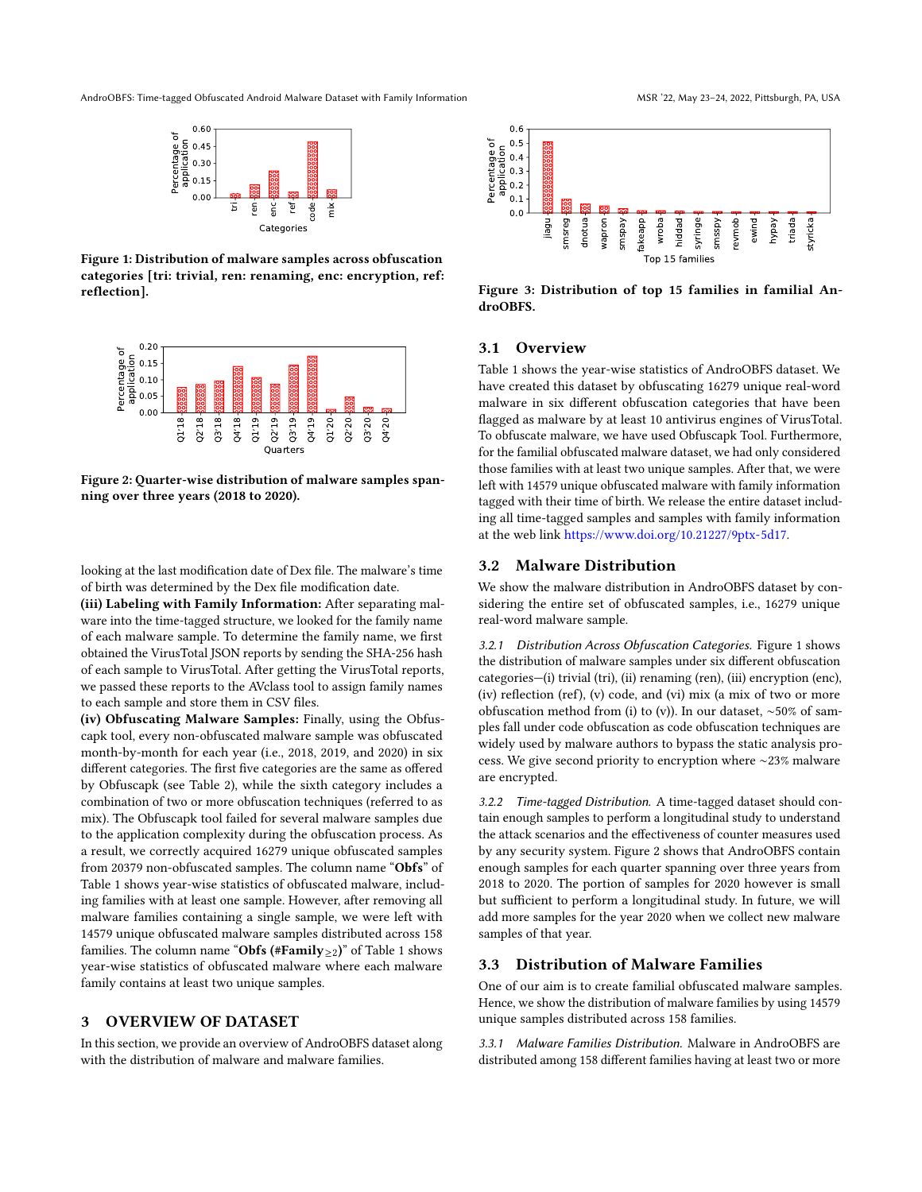Figure 1: Distribution of malware samples across obfuscation categories [tri: trivial, ren: renaming, enc: encryption, ref: reflection].

Figure 2: Quarter-wise distribution of malware samples spanning over three years (2018 to 2020).

looking at the last modification date of Dex file. The malware's time of birth was determined by the Dex file modification date.

**(iii) Labeling with Family Information:** After separating malware into the time-tagged structure, we looked for the family name of each malware sample. To determine the family name, we first obtained the VirusTotal JSON reports by sending the SHA-256 hash of each sample to VirusTotal. After getting the VirusTotal reports, we passed these reports to the AVclass tool to assign family names to each sample and store them in CSV files.

**(iv) Obfuscating Malware Samples:** Finally, using the Obfuscapk tool, every non-obfuscated malware sample was obfuscated month-by-month for each year (i.e., 2018, 2019, and 2020) in six different categories. The first five categories are the same as offered by Obfuscapk (see Table 2), while the sixth category includes a combination of two or more obfuscation techniques (referred to as mix). The Obfuscapk tool failed for several malware samples due to the application complexity during the obfuscation process. As a result, we correctly acquired 16279 unique obfuscated samples from 20379 non-obfuscated samples. The column name "**Obfs**" of Table 1 shows year-wise statistics of obfuscated malware, including families with at least one sample. However, after removing all malware families containing a single sample, we were left with 14579 unique obfuscated malware samples distributed across 158 families. The column name "**Obfs (#Family$_{\geq 2}$)**" of Table 1 shows year-wise statistics of obfuscated malware where each malware family contains at least two unique samples.

# 3 OVERVIEW OF DATASET

In this section, we provide an overview of AndroOBFS dataset along with the distribution of malware and malware families.

Figure 3: Distribution of top 15 families in familial AndroOBFS.

## 3.1 Overview

Table 1 shows the year-wise statistics of AndroOBFS dataset. We have created this dataset by obfuscating 16279 unique real-word malware in six different obfuscation categories that have been flagged as malware by at least 10 antivirus engines of VirusTotal. To obfuscate malware, we have used Obfuscapk Tool. Furthermore, for the familial obfuscated malware dataset, we had only considered those families with at least two unique samples. After that, we were left with 14579 unique obfuscated malware with family information tagged with their time of birth. We release the entire dataset including all time-tagged samples and samples with family information at the web link https://www.doi.org/10.21227/9ptx-5d17.

## 3.2 Malware Distribution

We show the malware distribution in AndroOBFS dataset by considering the entire set of obfuscated samples, i.e., 16279 unique real-word malware sample.

*3.2.1 Distribution Across Obfuscation Categories.* Figure 1 shows the distribution of malware samples under six different obfuscation categories—(i) trivial (tri), (ii) renaming (ren), (iii) encryption (enc), (iv) reflection (ref), (v) code, and (vi) mix (a mix of two or more obfuscation method from (i) to (v)). In our dataset, ~50% of samples fall under code obfuscation as code obfuscation techniques are widely used by malware authors to bypass the static analysis process. We give second priority to encryption where ~23% malware are encrypted.

*3.2.2 Time-tagged Distribution.* A time-tagged dataset should contain enough samples to perform a longitudinal study to understand the attack scenarios and the effectiveness of counter measures used by any security system. Figure 2 shows that AndroOBFS contain enough samples for each quarter spanning over three years from 2018 to 2020. The portion of samples for 2020 however is small but sufficient to perform a longitudinal study. In future, we will add more samples for the year 2020 when we collect new malware samples of that year.

## 3.3 Distribution of Malware Families

One of our aim is to create familial obfuscated malware samples. Hence, we show the distribution of malware families by using 14579 unique samples distributed across 158 families.

*3.3.1 Malware Families Distribution.* Malware in AndroOBFS are distributed among 158 different families having at least two or more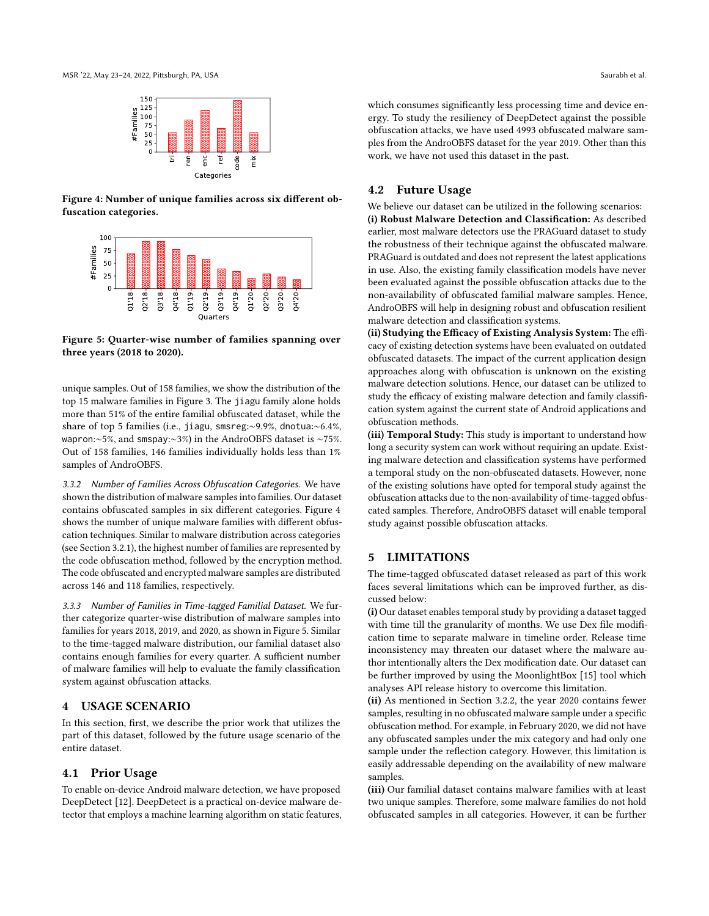Figure 4: Number of unique families across six different obfuscation categories.

Figure 5: Quarter-wise number of families spanning over three years (2018 to 2020).

unique samples. Out of 158 families, we show the distribution of the top 15 malware families in Figure 3. The jiagu family alone holds more than 51% of the entire familial obfuscated dataset, while the share of top 5 families (i.e., jiagu, smsreg:∼9.9%, dnotua:∼6.4%, wapron:∼5%, and smspay:∼3%) in the AndroOBFS dataset is ∼75%. Out of 158 families, 146 families individually holds less than 1% samples of AndroOBFS.

*3.3.2 Number of Families Across Obfuscation Categories.* We have shown the distribution of malware samples into families. Our dataset contains obfuscated samples in six different categories. Figure 4 shows the number of unique malware families with different obfuscation techniques. Similar to malware distribution across categories (see Section 3.2.1), the highest number of families are represented by the code obfuscation method, followed by the encryption method. The code obfuscated and encrypted malware samples are distributed across 146 and 118 families, respectively.

*3.3.3 Number of Families in Time-tagged Familial Dataset.* We further categorize quarter-wise distribution of malware samples into families for years 2018, 2019, and 2020, as shown in Figure 5. Similar to the time-tagged malware distribution, our familial dataset also contains enough families for every quarter. A sufficient number of malware families will help to evaluate the family classification system against obfuscation attacks.

## 4 USAGE SCENARIO

In this section, first, we describe the prior work that utilizes the part of this dataset, followed by the future usage scenario of the entire dataset.

### 4.1 Prior Usage

To enable on-device Android malware detection, we have proposed DeepDetect [12]. DeepDetect is a practical on-device malware detector that employs a machine learning algorithm on static features, which consumes significantly less processing time and device energy. To study the resiliency of DeepDetect against the possible obfuscation attacks, we have used 4993 obfuscated malware samples from the AndroOBFS dataset for the year 2019. Other than this work, we have not used this dataset in the past.

### 4.2 Future Usage

We believe our dataset can be utilized in the following scenarios:

**(i) Robust Malware Detection and Classification:** As described earlier, most malware detectors use the PRAGuard dataset to study the robustness of their technique against the obfuscated malware. PRAGuard is outdated and does not represent the latest applications in use. Also, the existing family classification models have never been evaluated against the possible obfuscation attacks due to the non-availability of obfuscated familial malware samples. Hence, AndroOBFS will help in designing robust and obfuscation resilient malware detection and classification systems.

**(ii) Studying the Efficacy of Existing Analysis System:** The efficacy of existing detection systems have been evaluated on outdated obfuscated datasets. The impact of the current application design approaches along with obfuscation is unknown on the existing malware detection solutions. Hence, our dataset can be utilized to study the efficacy of existing malware detection and family classification system against the current state of Android applications and obfuscation methods.

**(iii) Temporal Study:** This study is important to understand how long a security system can work without requiring an update. Existing malware detection and classification systems have performed a temporal study on the non-obfuscated datasets. However, none of the existing solutions have opted for temporal study against the obfuscation attacks due to the non-availability of time-tagged obfuscated samples. Therefore, AndroOBFS dataset will enable temporal study against possible obfuscation attacks.

## 5 LIMITATIONS

The time-tagged obfuscated dataset released as part of this work faces several limitations which can be improved further, as discussed below:

**(i)** Our dataset enables temporal study by providing a dataset tagged with time till the granularity of months. We use Dex file modification time to separate malware in timeline order. Release time inconsistency may threaten our dataset where the malware author intentionally alters the Dex modification date. Our dataset can be further improved by using the MoonlightBox [15] tool which analyses API release history to overcome this limitation.

**(ii)** As mentioned in Section 3.2.2, the year 2020 contains fewer samples, resulting in no obfuscated malware sample under a specific obfuscation method. For example, in February 2020, we did not have any obfuscated samples under the mix category and had only one sample under the reflection category. However, this limitation is easily addressable depending on the availability of new malware samples.

**(iii)** Our familial dataset contains malware families with at least two unique samples. Therefore, some malware families do not hold obfuscated samples in all categories. However, it can be further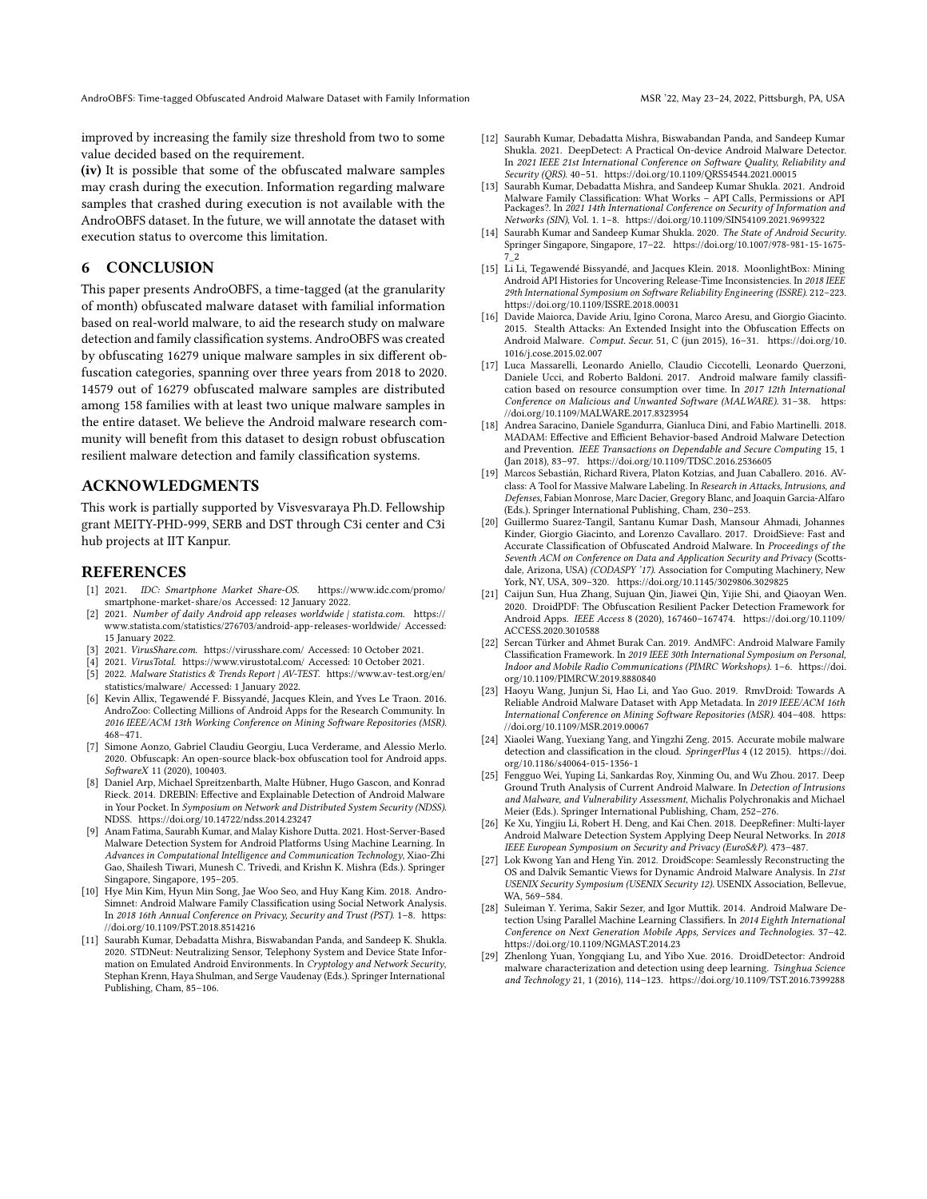improved by increasing the family size threshold from two to some value decided based on the requirement.

**(iv)** It is possible that some of the obfuscated malware samples may crash during the execution. Information regarding malware samples that crashed during execution is not available with the AndroOBFS dataset. In the future, we will annotate the dataset with execution status to overcome this limitation.

## 6 CONCLUSION

This paper presents AndroOBFS, a time-tagged (at the granularity of month) obfuscated malware dataset with familial information based on real-world malware, to aid the research study on malware detection and family classification systems. AndroOBFS was created by obfuscating 16279 unique malware samples in six different obfuscation categories, spanning over three years from 2018 to 2020. 14579 out of 16279 obfuscated malware samples are distributed among 158 families with at least two unique malware samples in the entire dataset. We believe the Android malware research community will benefit from this dataset to design robust obfuscation resilient malware detection and family classification systems.

## ACKNOWLEDGMENTS

This work is partially supported by Visvesvaraya Ph.D. Fellowship grant MEITY-PHD-999, SERB and DST through C3i center and C3i hub projects at IIT Kanpur.

## REFERENCES

[1] 2021. *IDC: Smartphone Market Share-OS.* https://www.idc.com/promo/smartphone-market-share/os Accessed: 12 January 2022.

[2] 2021. *Number of daily Android app releases worldwide | statista.com.* https://www.statista.com/statistics/276703/android-app-releases-worldwide/ Accessed: 15 January 2022.

[3] 2021. *VirusShare.com.* https://virusshare.com/ Accessed: 10 October 2021.

[4] 2021. *VirusTotal.* https://www.virustotal.com/ Accessed: 10 October 2021.

[5] 2022. *Malware Statistics & Trends Report | AV-TEST.* https://www.av-test.org/en/statistics/malware/ Accessed: 1 January 2022.

[6] Kevin Allix, Tegawendé F. Bissyandé, Jacques Klein, and Yves Le Traon. 2016. AndroZoo: Collecting Millions of Android Apps for the Research Community. In *2016 IEEE/ACM 13th Working Conference on Mining Software Repositories (MSR)*. 468–471.

[7] Simone Aonzo, Gabriel Claudiu Georgiu, Luca Verderame, and Alessio Merlo. 2020. Obfuscapk: An open-source black-box obfuscation tool for Android apps. *SoftwareX* 11 (2020), 100403.

[8] Daniel Arp, Michael Spreitzenbarth, Malte Hübner, Hugo Gascon, and Konrad Rieck. 2014. DREBIN: Effective and Explainable Detection of Android Malware in Your Pocket. In *Symposium on Network and Distributed System Security (NDSS)*. NDSS. https://doi.org/10.14722/ndss.2014.23247

[9] Anam Fatima, Saurabh Kumar, and Malay Kishore Dutta. 2021. Host-Server-Based Malware Detection System for Android Platforms Using Machine Learning. In *Advances in Computational Intelligence and Communication Technology*, Xiao-Zhi Gao, Shailesh Tiwari, Munesh C. Trivedi, and Krishn K. Mishra (Eds.). Springer Singapore, Singapore, 195–205.

[10] Hye Min Kim, Hyun Min Song, Jae Woo Seo, and Huy Kang Kim. 2018. Andro-Simnet: Android Malware Family Classification using Social Network Analysis. In *2018 16th Annual Conference on Privacy, Security and Trust (PST)*. 1–8. https://doi.org/10.1109/PST.2018.8514216

[11] Saurabh Kumar, Debadatta Mishra, Biswabandan Panda, and Sandeep K. Shukla. 2020. STDNeut: Neutralizing Sensor, Telephony System and Device State Information on Emulated Android Environments. In *Cryptology and Network Security*, Stephan Krenn, Haya Shulman, and Serge Vaudenay (Eds.). Springer International Publishing, Cham, 85–106.

[12] Saurabh Kumar, Debadatta Mishra, Biswabandan Panda, and Sandeep Kumar Shukla. 2021. DeepDetect: A Practical On-device Android Malware Detector. In *2021 IEEE 21st International Conference on Software Quality, Reliability and Security (QRS)*. 40–51. https://doi.org/10.1109/QRS54544.2021.00015

[13] Saurabh Kumar, Debadatta Mishra, and Sandeep Kumar Shukla. 2021. Android Malware Family Classification: What Works – API Calls, Permissions or API Packages?. In *2021 14th International Conference on Security of Information and Networks (SIN)*, Vol. 1. 1–8. https://doi.org/10.1109/SIN54109.2021.9699322

[14] Saurabh Kumar and Sandeep Kumar Shukla. 2020. *The State of Android Security*. Springer Singapore, Singapore, 17–22. https://doi.org/10.1007/978-981-15-1675-7_2

[15] Li Li, Tegawendé Bissyandé, and Jacques Klein. 2018. MoonlightBox: Mining Android API Histories for Uncovering Release-Time Inconsistencies. In *2018 IEEE 29th International Symposium on Software Reliability Engineering (ISSRE)*. 212–223. https://doi.org/10.1109/ISSRE.2018.00031

[16] Davide Maiorca, Davide Ariu, Igino Corona, Marco Aresu, and Giorgio Giacinto. 2015. Stealth Attacks: An Extended Insight into the Obfuscation Effects on Android Malware. *Comput. Secur.* 51, C (jun 2015), 16–31. https://doi.org/10.1016/j.cose.2015.02.007

[17] Luca Massarelli, Leonardo Aniello, Claudio Ciccotelli, Leonardo Querzoni, Daniele Ucci, and Roberto Baldoni. 2017. Android malware family classification based on resource consumption over time. In *2017 12th International Conference on Malicious and Unwanted Software (MALWARE)*. 31–38. https://doi.org/10.1109/MALWARE.2017.8323954

[18] Andrea Saracino, Daniele Sgandurra, Gianluca Dini, and Fabio Martinelli. 2018. MADAM: Effective and Efficient Behavior-based Android Malware Detection and Prevention. *IEEE Transactions on Dependable and Secure Computing* 15, 1 (Jan 2018), 83–97. https://doi.org/10.1109/TDSC.2016.2536605

[19] Marcos Sebastián, Richard Rivera, Platon Kotzias, and Juan Caballero. 2016. AVclass: A Tool for Massive Malware Labeling. In *Research in Attacks, Intrusions, and Defenses*, Fabian Monrose, Marc Dacier, Gregory Blanc, and Joaquin Garcia-Alfaro (Eds.). Springer International Publishing, Cham, 230–253.

[20] Guillermo Suarez-Tangil, Santanu Kumar Dash, Mansour Ahmadi, Johannes Kinder, Giorgio Giacinto, and Lorenzo Cavallaro. 2017. DroidSieve: Fast and Accurate Classification of Obfuscated Android Malware. In *Proceedings of the Seventh ACM on Conference on Data and Application Security and Privacy* (Scottsdale, Arizona, USA) *(CODASPY '17)*. Association for Computing Machinery, New York, NY, USA, 309–320. https://doi.org/10.1145/3029806.3029825

[21] Caijun Sun, Hua Zhang, Sujuan Qin, Jiawei Qin, Yijie Shi, and Qiaoyan Wen. 2020. DroidPDF: The Obfuscation Resilient Packer Detection Framework for Android Apps. *IEEE Access* 8 (2020), 167460–167474. https://doi.org/10.1109/ACCESS.2020.3010588

[22] Sercan Türker and Ahmet Burak Can. 2019. AndMFC: Android Malware Family Classification Framework. In *2019 IEEE 30th International Symposium on Personal, Indoor and Mobile Radio Communications (PIMRC Workshops)*. 1–6. https://doi.org/10.1109/PIMRCW.2019.8880840

[23] Haoyu Wang, Junjun Si, Hao Li, and Yao Guo. 2019. RmvDroid: Towards A Reliable Android Malware Dataset with App Metadata. In *2019 IEEE/ACM 16th International Conference on Mining Software Repositories (MSR)*. 404–408. https://doi.org/10.1109/MSR.2019.00067

[24] Xiaolei Wang, Yuexiang Yang, and Yingzhi Zeng. 2015. Accurate mobile malware detection and classification in the cloud. *SpringerPlus* 4 (12 2015). https://doi.org/10.1186/s40064-015-1356-1

[25] Fengguo Wei, Yuping Li, Sankardas Roy, Xinming Ou, and Wu Zhou. 2017. Deep Ground Truth Analysis of Current Android Malware. In *Detection of Intrusions and Malware, and Vulnerability Assessment*, Michalis Polychronakis and Michael Meier (Eds.). Springer International Publishing, Cham, 252–276.

[26] Ke Xu, Yingjiu Li, Robert H. Deng, and Kai Chen. 2018. DeepRefiner: Multi-layer Android Malware Detection System Applying Deep Neural Networks. In *2018 IEEE European Symposium on Security and Privacy (EuroS&P)*. 473–487.

[27] Lok Kwong Yan and Heng Yin. 2012. DroidScope: Seamlessly Reconstructing the OS and Dalvik Semantic Views for Dynamic Android Malware Analysis. In *21st USENIX Security Symposium (USENIX Security 12)*. USENIX Association, Bellevue, WA, 569–584.

[28] Suleiman Y. Yerima, Sakir Sezer, and Igor Muttik. 2014. Android Malware Detection Using Parallel Machine Learning Classifiers. In *2014 Eighth International Conference on Next Generation Mobile Apps, Services and Technologies*. 37–42. https://doi.org/10.1109/NGMAST.2014.23

[29] Zhenlong Yuan, Yongqiang Lu, and Yibo Xue. 2016. DroidDetector: Android malware characterization and detection using deep learning. *Tsinghua Science and Technology* 21, 1 (2016), 114–123. https://doi.org/10.1109/TST.2016.7399288